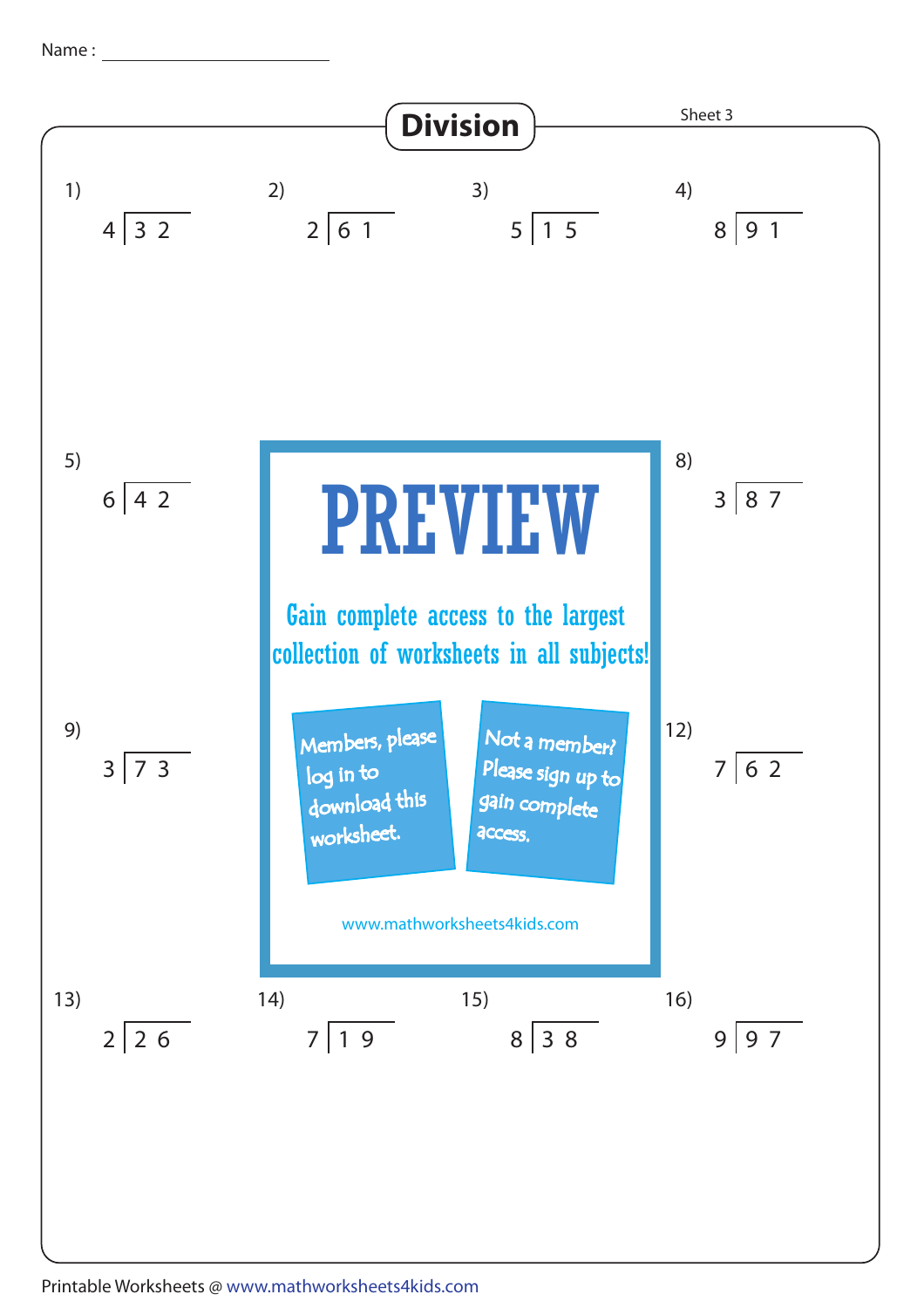Name : ______________________

# Division

Sheet 3

1) $4 \overline{)\,32}$

2) $2 \overline{)\,61}$

3) $5 \overline{)\,15}$

4) $8 \overline{)\,91}$

5) $6 \overline{)\,42}$

8) $3 \overline{)\,87}$

9) $3 \overline{)\,73}$

12) $7 \overline{)\,62}$

13) $2 \overline{)\,26}$

14) $7 \overline{)\,19}$

15) $8 \overline{)\,38}$

16) $9 \overline{)\,97}$

PREVIEW

Gain complete access to the largest collection of worksheets in all subjects!

Members, please log in to download this worksheet.

Not a member? Please sign up to gain complete access.

www.mathworksheets4kids.com

Printable Worksheets @ www.mathworksheets4kids.com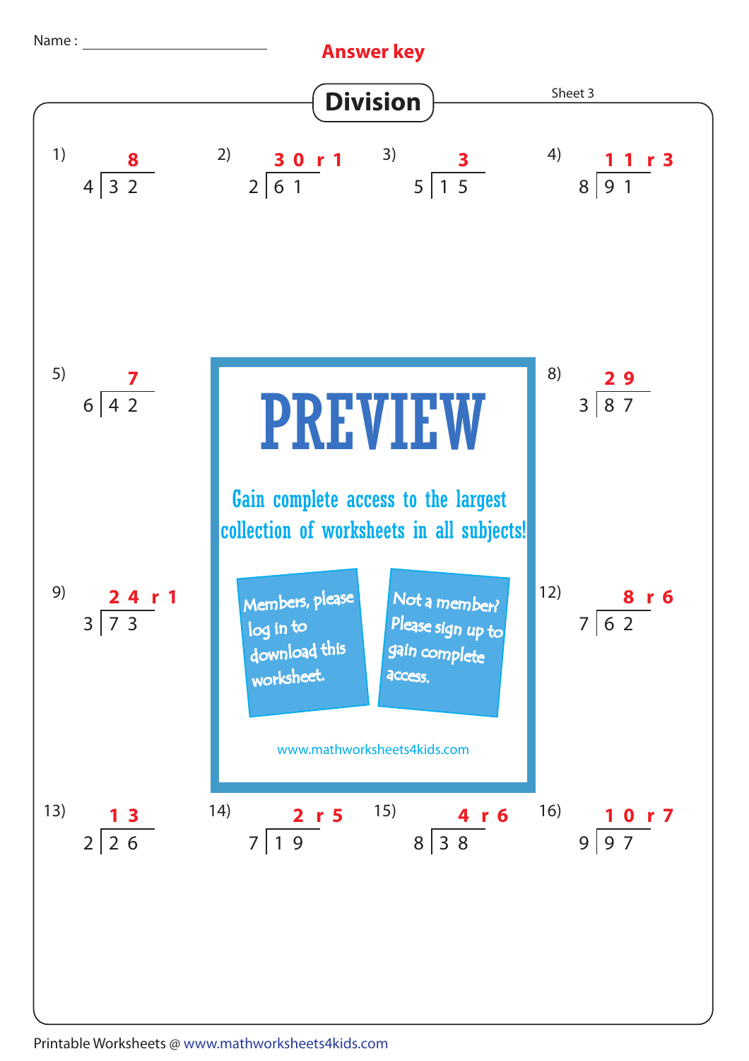Name : ________________________

**Answer key**

# Division

Sheet 3

1) $4 \overline{)32}$ = **8**

2) $2 \overline{)61}$ = **30 r 1**

3) $5 \overline{)15}$ = **3**

4) $8 \overline{)91}$ = **11 r 3**

5) $6 \overline{)42}$ = **7**

8) $3 \overline{)87}$ = **29**

9) $3 \overline{)73}$ = **24 r 1**

12) $7 \overline{)62}$ = **8 r 6**

13) $2 \overline{)26}$ = **13**

14) $7 \overline{)19}$ = **2 r 5**

15) $8 \overline{)38}$ = **4 r 6**

16) $9 \overline{)97}$ = **10 r 7**

PREVIEW

Gain complete access to the largest collection of worksheets in all subjects!

Members, please log in to download this worksheet.

Not a member? Please sign up to gain complete access.

www.mathworksheets4kids.com

Printable Worksheets @ www.mathworksheets4kids.com